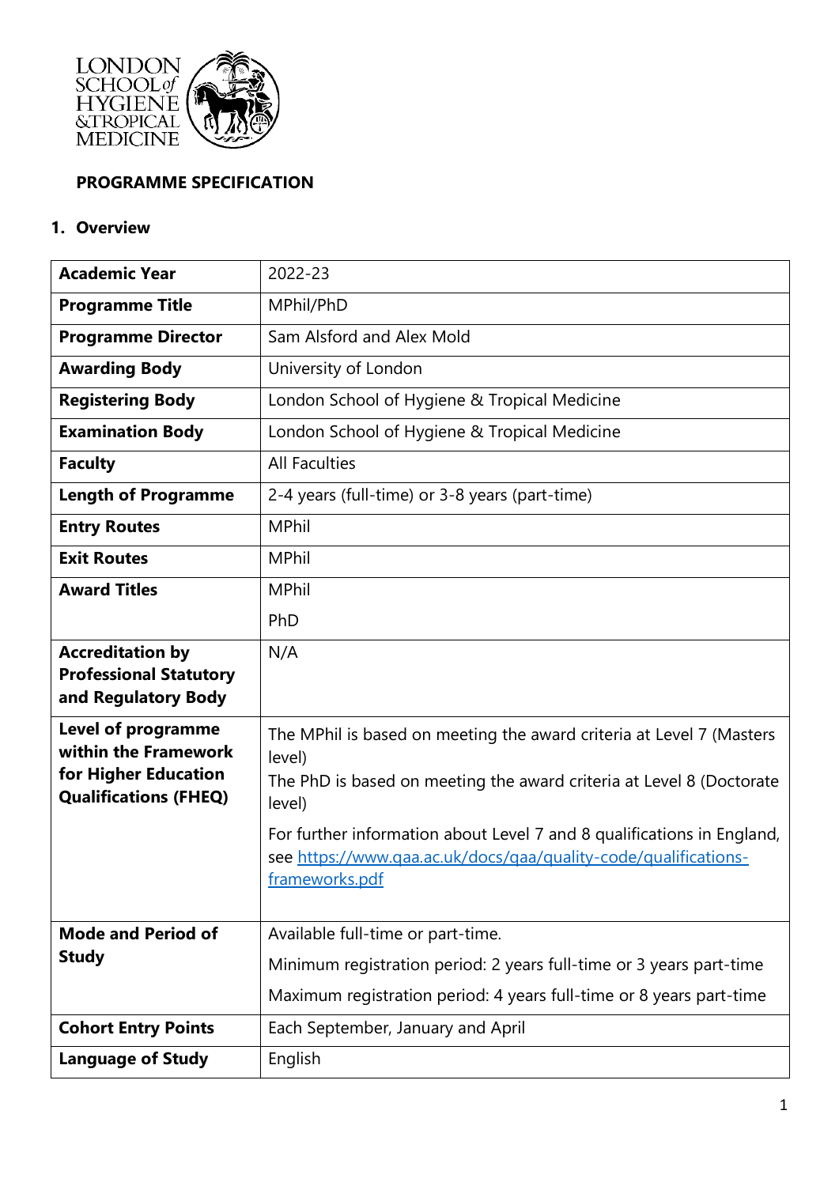# PROGRAMME SPECIFICATION

## 1. Overview

| | |
|---|---|
| **Academic Year** | 2022-23 |
| **Programme Title** | MPhil/PhD |
| **Programme Director** | Sam Alsford and Alex Mold |
| **Awarding Body** | University of London |
| **Registering Body** | London School of Hygiene & Tropical Medicine |
| **Examination Body** | London School of Hygiene & Tropical Medicine |
| **Faculty** | All Faculties |
| **Length of Programme** | 2-4 years (full-time) or 3-8 years (part-time) |
| **Entry Routes** | MPhil |
| **Exit Routes** | MPhil |
| **Award Titles** | MPhil<br>PhD |
| **Accreditation by Professional Statutory and Regulatory Body** | N/A |
| **Level of programme within the Framework for Higher Education Qualifications (FHEQ)** | The MPhil is based on meeting the award criteria at Level 7 (Masters level)<br>The PhD is based on meeting the award criteria at Level 8 (Doctorate level)<br>For further information about Level 7 and 8 qualifications in England, see [https://www.qaa.ac.uk/docs/qaa/quality-code/qualifications-frameworks.pdf](https://www.qaa.ac.uk/docs/qaa/quality-code/qualifications-frameworks.pdf) |
| **Mode and Period of Study** | Available full-time or part-time.<br>Minimum registration period: 2 years full-time or 3 years part-time<br>Maximum registration period: 4 years full-time or 8 years part-time |
| **Cohort Entry Points** | Each September, January and April |
| **Language of Study** | English |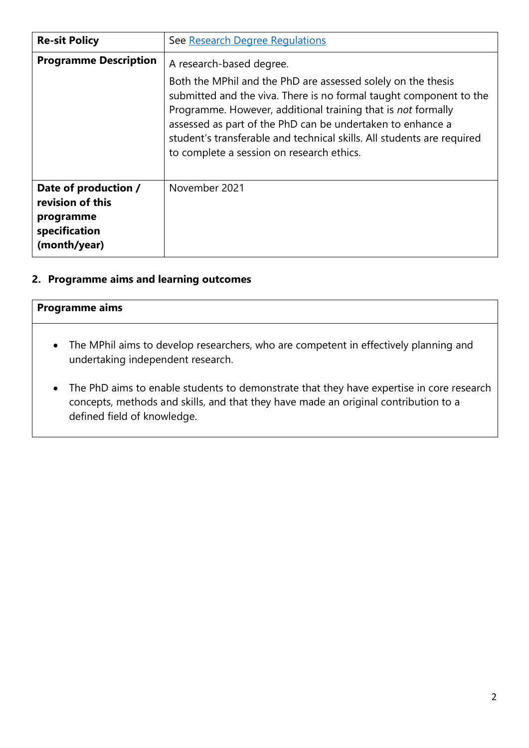| **Re-sit Policy** | See [Research Degree Regulations] |
|---|---|
| **Programme Description** | A research-based degree.<br><br>Both the MPhil and the PhD are assessed solely on the thesis submitted and the viva. There is no formal taught component to the Programme. However, additional training that is *not* formally assessed as part of the PhD can be undertaken to enhance a student's transferable and technical skills. All students are required to complete a session on research ethics. |
| **Date of production / revision of this programme specification (month/year)** | November 2021 |

## 2. Programme aims and learning outcomes

| **Programme aims** |
|---|
| • The MPhil aims to develop researchers, who are competent in effectively planning and undertaking independent research.<br><br>• The PhD aims to enable students to demonstrate that they have expertise in core research concepts, methods and skills, and that they have made an original contribution to a defined field of knowledge. |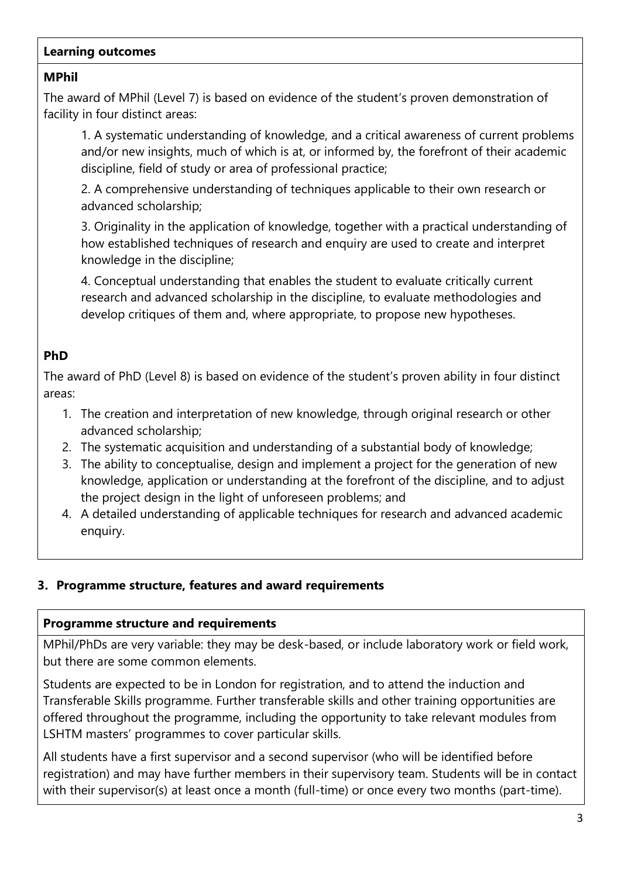**Learning outcomes**

**MPhil**

The award of MPhil (Level 7) is based on evidence of the student's proven demonstration of facility in four distinct areas:

1. A systematic understanding of knowledge, and a critical awareness of current problems and/or new insights, much of which is at, or informed by, the forefront of their academic discipline, field of study or area of professional practice;

2. A comprehensive understanding of techniques applicable to their own research or advanced scholarship;

3. Originality in the application of knowledge, together with a practical understanding of how established techniques of research and enquiry are used to create and interpret knowledge in the discipline;

4. Conceptual understanding that enables the student to evaluate critically current research and advanced scholarship in the discipline, to evaluate methodologies and develop critiques of them and, where appropriate, to propose new hypotheses.

**PhD**

The award of PhD (Level 8) is based on evidence of the student's proven ability in four distinct areas:

1. The creation and interpretation of new knowledge, through original research or other advanced scholarship;
2. The systematic acquisition and understanding of a substantial body of knowledge;
3. The ability to conceptualise, design and implement a project for the generation of new knowledge, application or understanding at the forefront of the discipline, and to adjust the project design in the light of unforeseen problems; and
4. A detailed understanding of applicable techniques for research and advanced academic enquiry.

## 3. Programme structure, features and award requirements

**Programme structure and requirements**

MPhil/PhDs are very variable: they may be desk-based, or include laboratory work or field work, but there are some common elements.

Students are expected to be in London for registration, and to attend the induction and Transferable Skills programme. Further transferable skills and other training opportunities are offered throughout the programme, including the opportunity to take relevant modules from LSHTM masters' programmes to cover particular skills.

All students have a first supervisor and a second supervisor (who will be identified before registration) and may have further members in their supervisory team. Students will be in contact with their supervisor(s) at least once a month (full-time) or once every two months (part-time).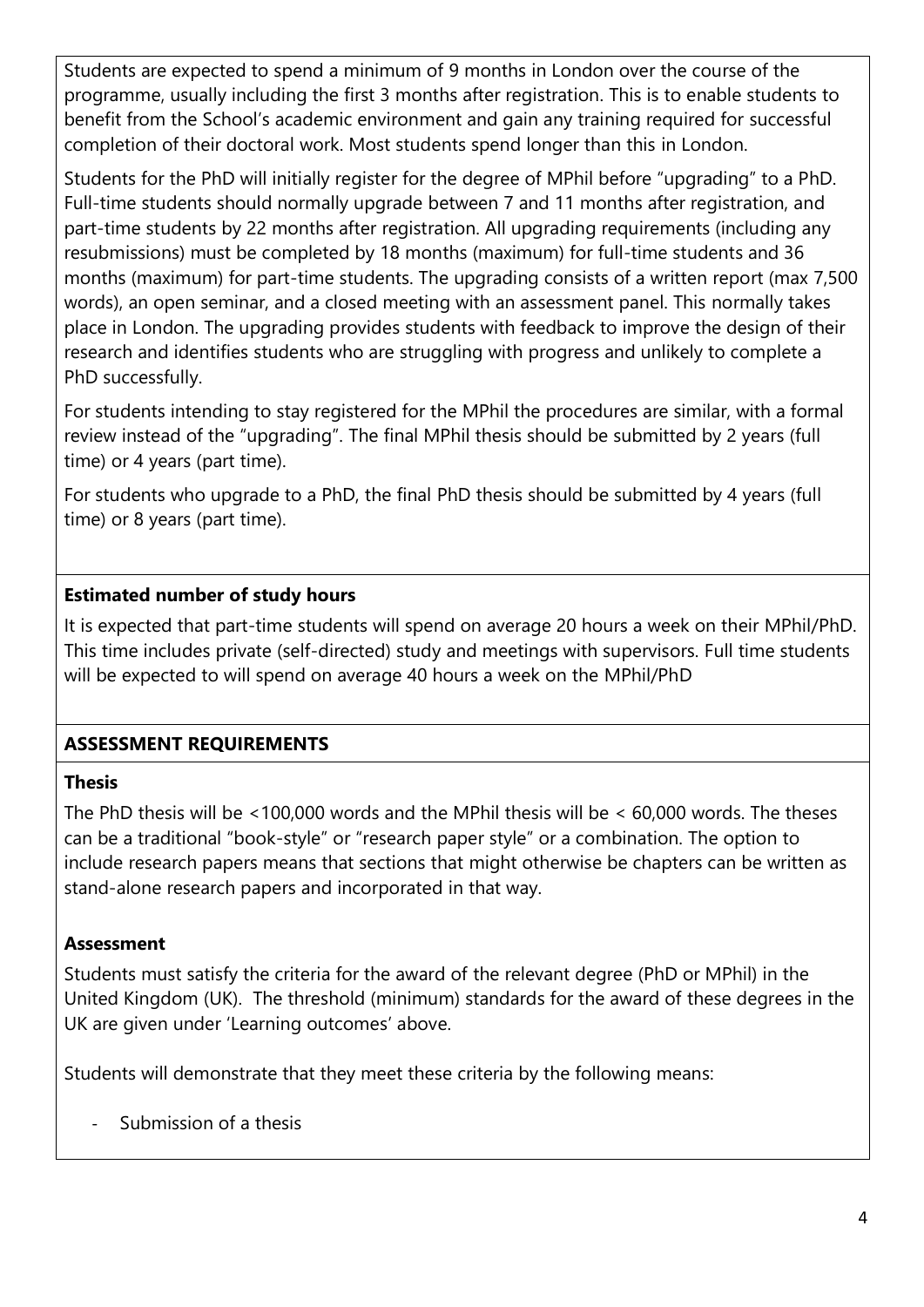Students are expected to spend a minimum of 9 months in London over the course of the programme, usually including the first 3 months after registration. This is to enable students to benefit from the School's academic environment and gain any training required for successful completion of their doctoral work. Most students spend longer than this in London.

Students for the PhD will initially register for the degree of MPhil before "upgrading" to a PhD. Full-time students should normally upgrade between 7 and 11 months after registration, and part-time students by 22 months after registration. All upgrading requirements (including any resubmissions) must be completed by 18 months (maximum) for full-time students and 36 months (maximum) for part-time students. The upgrading consists of a written report (max 7,500 words), an open seminar, and a closed meeting with an assessment panel. This normally takes place in London. The upgrading provides students with feedback to improve the design of their research and identifies students who are struggling with progress and unlikely to complete a PhD successfully.

For students intending to stay registered for the MPhil the procedures are similar, with a formal review instead of the "upgrading". The final MPhil thesis should be submitted by 2 years (full time) or 4 years (part time).

For students who upgrade to a PhD, the final PhD thesis should be submitted by 4 years (full time) or 8 years (part time).

**Estimated number of study hours**

It is expected that part-time students will spend on average 20 hours a week on their MPhil/PhD. This time includes private (self-directed) study and meetings with supervisors. Full time students will be expected to will spend on average 40 hours a week on the MPhil/PhD

## ASSESSMENT REQUIREMENTS

**Thesis**

The PhD thesis will be <100,000 words and the MPhil thesis will be < 60,000 words. The theses can be a traditional "book-style" or "research paper style" or a combination. The option to include research papers means that sections that might otherwise be chapters can be written as stand-alone research papers and incorporated in that way.

**Assessment**

Students must satisfy the criteria for the award of the relevant degree (PhD or MPhil) in the United Kingdom (UK). The threshold (minimum) standards for the award of these degrees in the UK are given under 'Learning outcomes' above.

Students will demonstrate that they meet these criteria by the following means:

- Submission of a thesis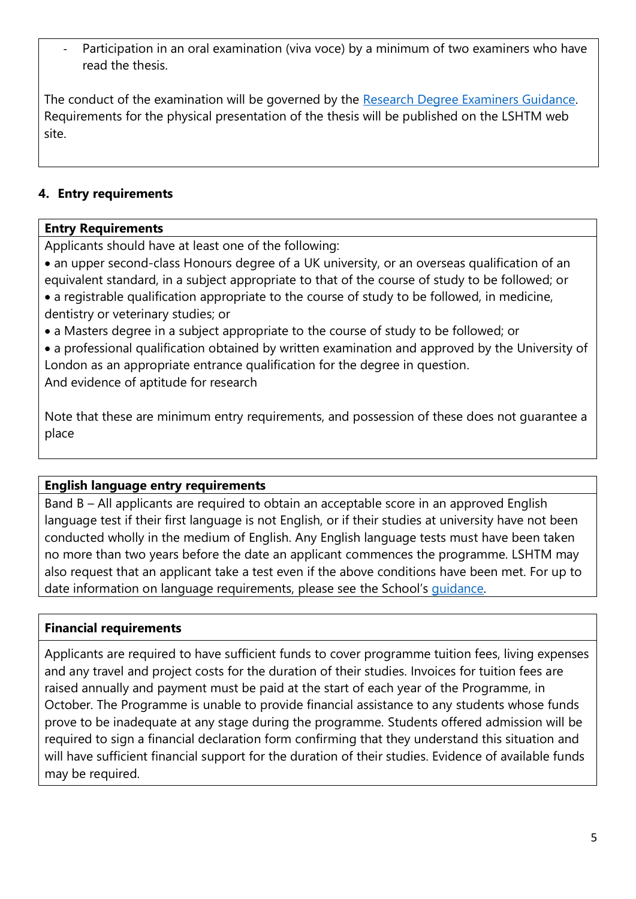- Participation in an oral examination (viva voce) by a minimum of two examiners who have read the thesis.

The conduct of the examination will be governed by the Research Degree Examiners Guidance. Requirements for the physical presentation of the thesis will be published on the LSHTM web site.

## 4. Entry requirements

**Entry Requirements**

Applicants should have at least one of the following:

- an upper second-class Honours degree of a UK university, or an overseas qualification of an equivalent standard, in a subject appropriate to that of the course of study to be followed; or
- a registrable qualification appropriate to the course of study to be followed, in medicine, dentistry or veterinary studies; or
- a Masters degree in a subject appropriate to the course of study to be followed; or
- a professional qualification obtained by written examination and approved by the University of London as an appropriate entrance qualification for the degree in question.

And evidence of aptitude for research

Note that these are minimum entry requirements, and possession of these does not guarantee a place

**English language entry requirements**

Band B – All applicants are required to obtain an acceptable score in an approved English language test if their first language is not English, or if their studies at university have not been conducted wholly in the medium of English. Any English language tests must have been taken no more than two years before the date an applicant commences the programme. LSHTM may also request that an applicant take a test even if the above conditions have been met. For up to date information on language requirements, please see the School's guidance.

**Financial requirements**

Applicants are required to have sufficient funds to cover programme tuition fees, living expenses and any travel and project costs for the duration of their studies. Invoices for tuition fees are raised annually and payment must be paid at the start of each year of the Programme, in October. The Programme is unable to provide financial assistance to any students whose funds prove to be inadequate at any stage during the programme. Students offered admission will be required to sign a financial declaration form confirming that they understand this situation and will have sufficient financial support for the duration of their studies. Evidence of available funds may be required.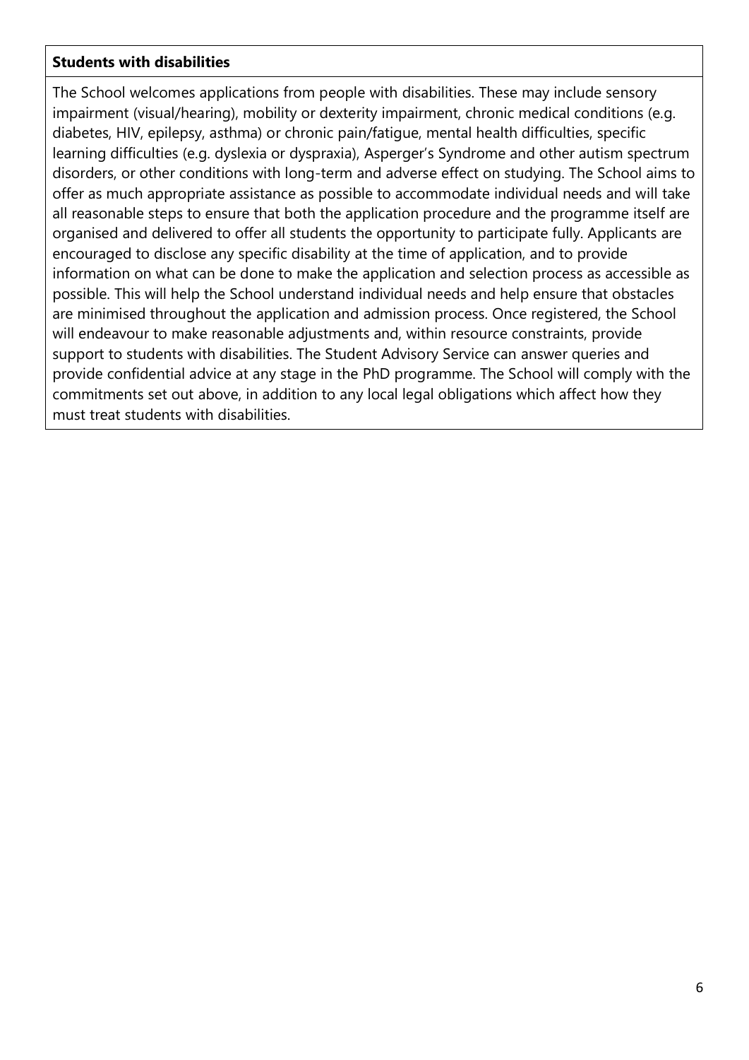**Students with disabilities**

The School welcomes applications from people with disabilities. These may include sensory impairment (visual/hearing), mobility or dexterity impairment, chronic medical conditions (e.g. diabetes, HIV, epilepsy, asthma) or chronic pain/fatigue, mental health difficulties, specific learning difficulties (e.g. dyslexia or dyspraxia), Asperger's Syndrome and other autism spectrum disorders, or other conditions with long-term and adverse effect on studying. The School aims to offer as much appropriate assistance as possible to accommodate individual needs and will take all reasonable steps to ensure that both the application procedure and the programme itself are organised and delivered to offer all students the opportunity to participate fully. Applicants are encouraged to disclose any specific disability at the time of application, and to provide information on what can be done to make the application and selection process as accessible as possible. This will help the School understand individual needs and help ensure that obstacles are minimised throughout the application and admission process. Once registered, the School will endeavour to make reasonable adjustments and, within resource constraints, provide support to students with disabilities. The Student Advisory Service can answer queries and provide confidential advice at any stage in the PhD programme. The School will comply with the commitments set out above, in addition to any local legal obligations which affect how they must treat students with disabilities.